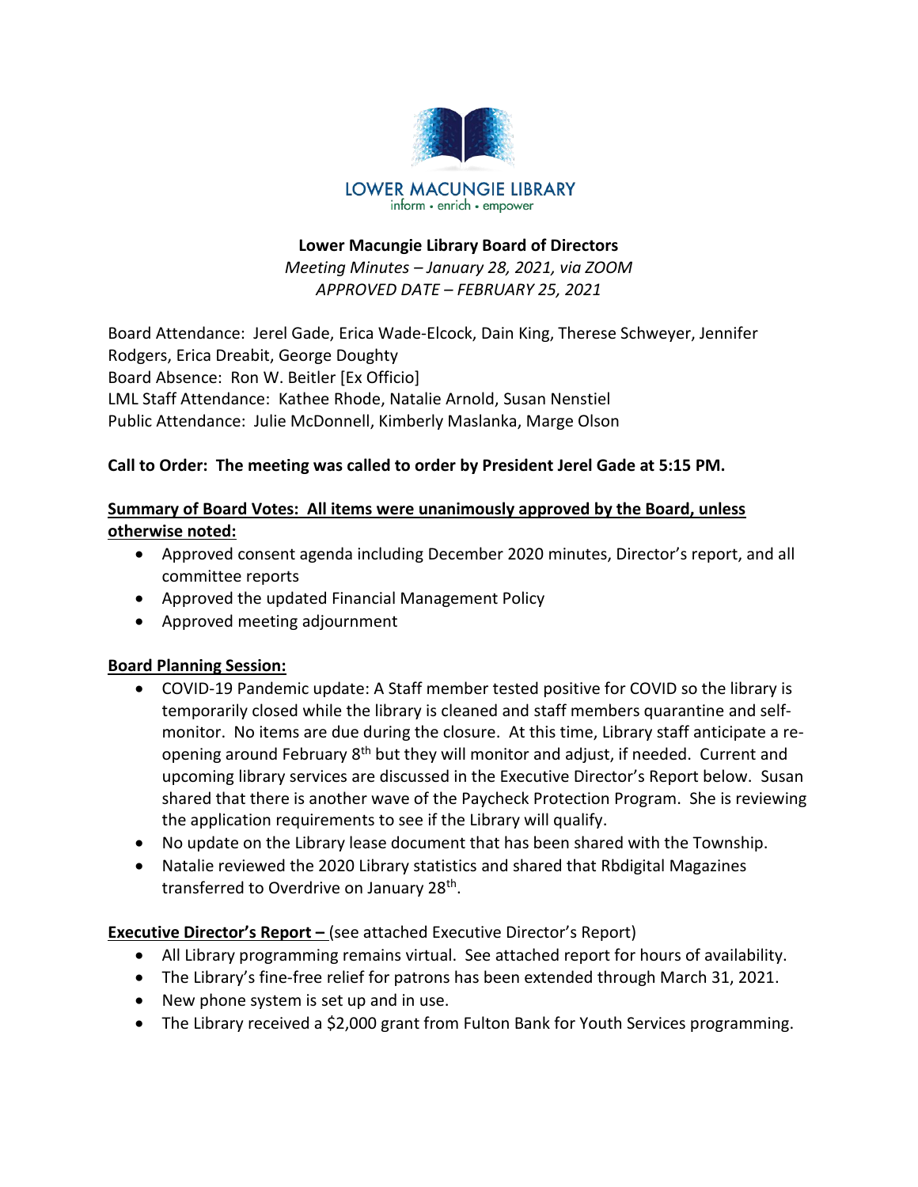LOWER MACUNGIE LIBRARY
inform • enrich • empower

**Lower Macungie Library Board of Directors**
*Meeting Minutes – January 28, 2021, via ZOOM*
*APPROVED DATE – FEBRUARY 25, 2021*

Board Attendance: Jerel Gade, Erica Wade-Elcock, Dain King, Therese Schweyer, Jennifer Rodgers, Erica Dreabit, George Doughty
Board Absence: Ron W. Beitler [Ex Officio]
LML Staff Attendance: Kathee Rhode, Natalie Arnold, Susan Nenstiel
Public Attendance: Julie McDonnell, Kimberly Maslanka, Marge Olson

**Call to Order: The meeting was called to order by President Jerel Gade at 5:15 PM.**

**Summary of Board Votes: All items were unanimously approved by the Board, unless otherwise noted:**

- Approved consent agenda including December 2020 minutes, Director's report, and all committee reports
- Approved the updated Financial Management Policy
- Approved meeting adjournment

**Board Planning Session:**

- COVID-19 Pandemic update: A Staff member tested positive for COVID so the library is temporarily closed while the library is cleaned and staff members quarantine and self-monitor. No items are due during the closure. At this time, Library staff anticipate a re-opening around February 8th but they will monitor and adjust, if needed. Current and upcoming library services are discussed in the Executive Director's Report below. Susan shared that there is another wave of the Paycheck Protection Program. She is reviewing the application requirements to see if the Library will qualify.
- No update on the Library lease document that has been shared with the Township.
- Natalie reviewed the 2020 Library statistics and shared that Rbdigital Magazines transferred to Overdrive on January 28th.

**Executive Director's Report –** (see attached Executive Director's Report)

- All Library programming remains virtual. See attached report for hours of availability.
- The Library's fine-free relief for patrons has been extended through March 31, 2021.
- New phone system is set up and in use.
- The Library received a $2,000 grant from Fulton Bank for Youth Services programming.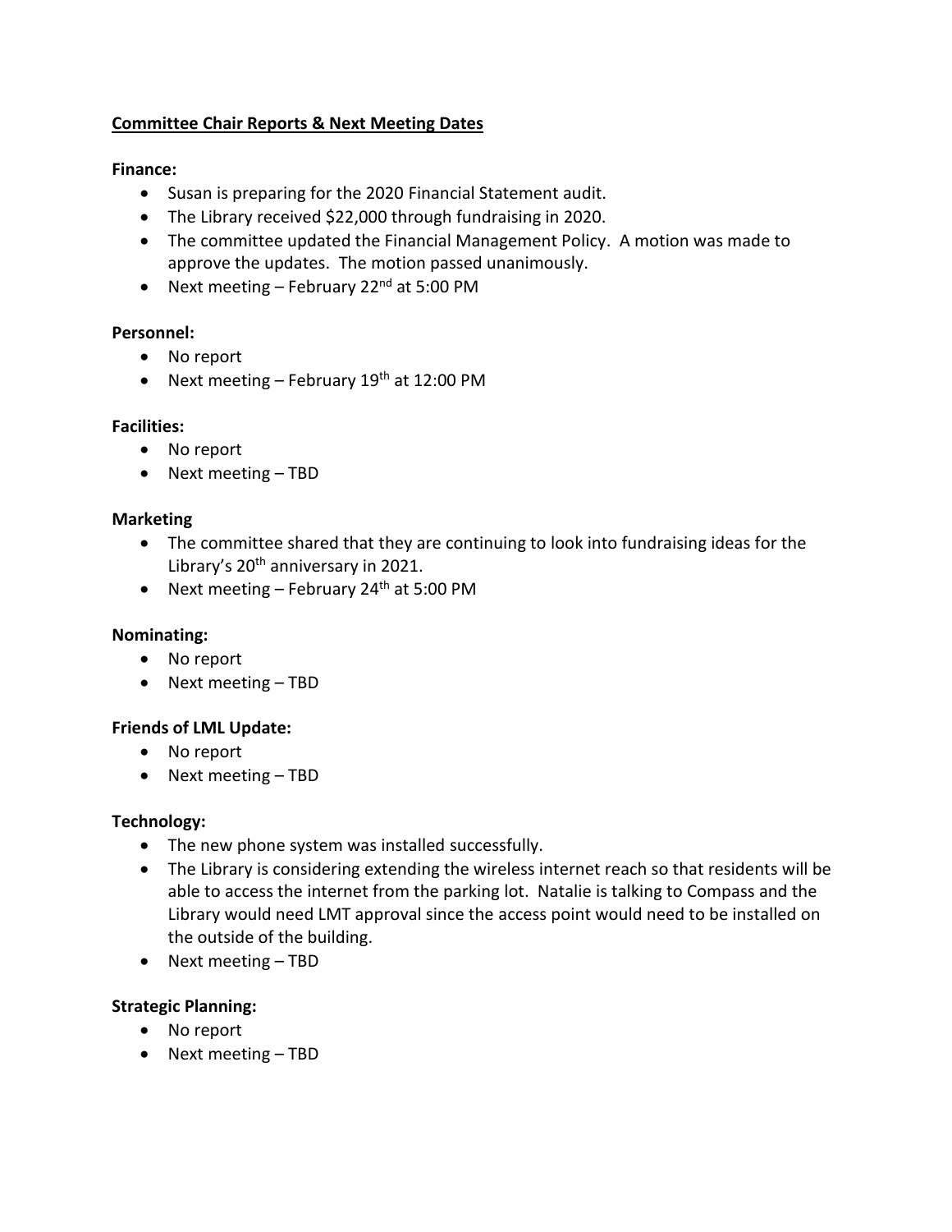**Committee Chair Reports & Next Meeting Dates**

**Finance:**

- Susan is preparing for the 2020 Financial Statement audit.
- The Library received $22,000 through fundraising in 2020.
- The committee updated the Financial Management Policy. A motion was made to approve the updates. The motion passed unanimously.
- Next meeting – February 22nd at 5:00 PM

**Personnel:**

- No report
- Next meeting – February 19th at 12:00 PM

**Facilities:**

- No report
- Next meeting – TBD

**Marketing**

- The committee shared that they are continuing to look into fundraising ideas for the Library's 20th anniversary in 2021.
- Next meeting – February 24th at 5:00 PM

**Nominating:**

- No report
- Next meeting – TBD

**Friends of LML Update:**

- No report
- Next meeting – TBD

**Technology:**

- The new phone system was installed successfully.
- The Library is considering extending the wireless internet reach so that residents will be able to access the internet from the parking lot. Natalie is talking to Compass and the Library would need LMT approval since the access point would need to be installed on the outside of the building.
- Next meeting – TBD

**Strategic Planning:**

- No report
- Next meeting – TBD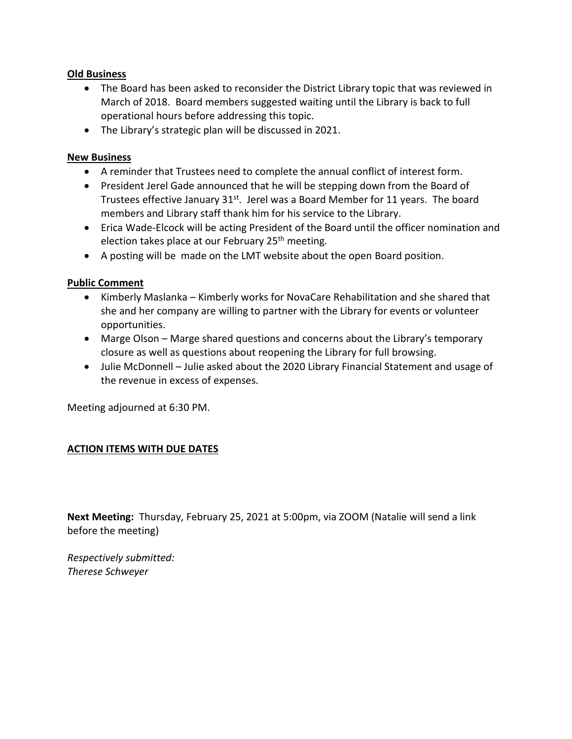**Old Business**

- The Board has been asked to reconsider the District Library topic that was reviewed in March of 2018. Board members suggested waiting until the Library is back to full operational hours before addressing this topic.
- The Library's strategic plan will be discussed in 2021.

**New Business**

- A reminder that Trustees need to complete the annual conflict of interest form.
- President Jerel Gade announced that he will be stepping down from the Board of Trustees effective January 31st. Jerel was a Board Member for 11 years. The board members and Library staff thank him for his service to the Library.
- Erica Wade-Elcock will be acting President of the Board until the officer nomination and election takes place at our February 25th meeting.
- A posting will be made on the LMT website about the open Board position.

**Public Comment**

- Kimberly Maslanka – Kimberly works for NovaCare Rehabilitation and she shared that she and her company are willing to partner with the Library for events or volunteer opportunities.
- Marge Olson – Marge shared questions and concerns about the Library's temporary closure as well as questions about reopening the Library for full browsing.
- Julie McDonnell – Julie asked about the 2020 Library Financial Statement and usage of the revenue in excess of expenses.

Meeting adjourned at 6:30 PM.

**ACTION ITEMS WITH DUE DATES**

**Next Meeting:** Thursday, February 25, 2021 at 5:00pm, via ZOOM (Natalie will send a link before the meeting)

*Respectively submitted:*
*Therese Schweyer*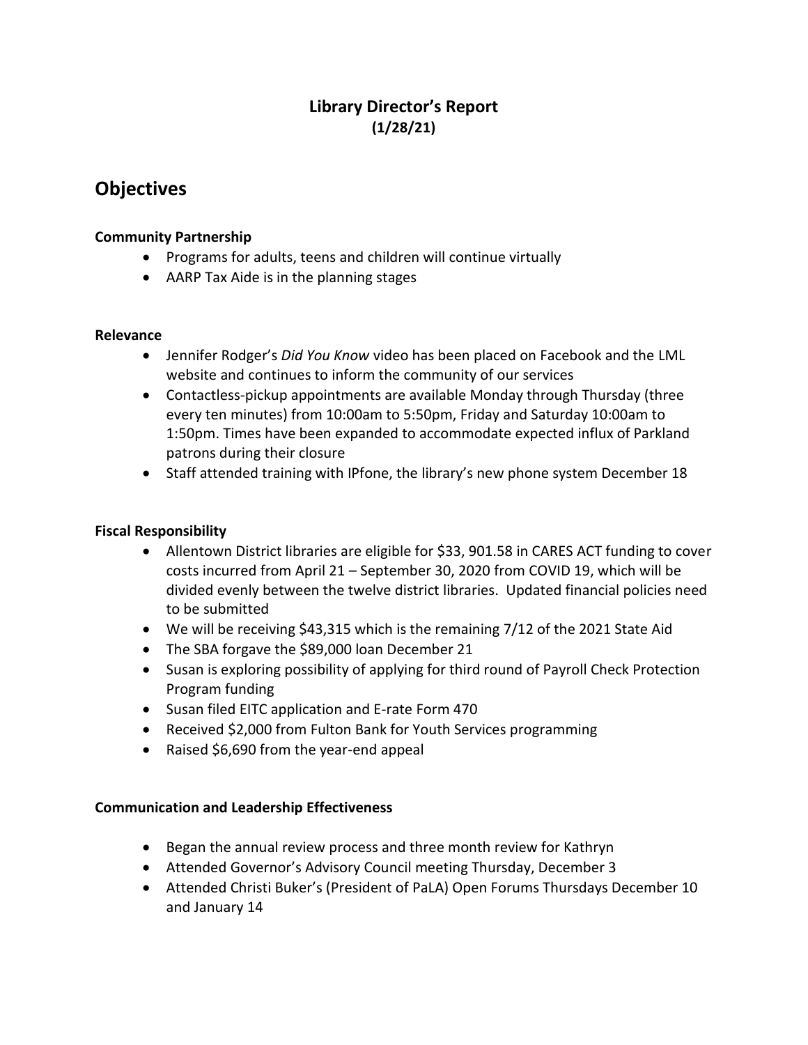**Library Director's Report**
**(1/28/21)**

# Objectives

**Community Partnership**

- Programs for adults, teens and children will continue virtually
- AARP Tax Aide is in the planning stages

**Relevance**

- Jennifer Rodger's *Did You Know* video has been placed on Facebook and the LML website and continues to inform the community of our services
- Contactless-pickup appointments are available Monday through Thursday (three every ten minutes) from 10:00am to 5:50pm, Friday and Saturday 10:00am to 1:50pm. Times have been expanded to accommodate expected influx of Parkland patrons during their closure
- Staff attended training with IPfone, the library's new phone system December 18

**Fiscal Responsibility**

- Allentown District libraries are eligible for $33, 901.58 in CARES ACT funding to cover costs incurred from April 21 – September 30, 2020 from COVID 19, which will be divided evenly between the twelve district libraries. Updated financial policies need to be submitted
- We will be receiving $43,315 which is the remaining 7/12 of the 2021 State Aid
- The SBA forgave the $89,000 loan December 21
- Susan is exploring possibility of applying for third round of Payroll Check Protection Program funding
- Susan filed EITC application and E-rate Form 470
- Received $2,000 from Fulton Bank for Youth Services programming
- Raised $6,690 from the year-end appeal

**Communication and Leadership Effectiveness**

- Began the annual review process and three month review for Kathryn
- Attended Governor's Advisory Council meeting Thursday, December 3
- Attended Christi Buker's (President of PaLA) Open Forums Thursdays December 10 and January 14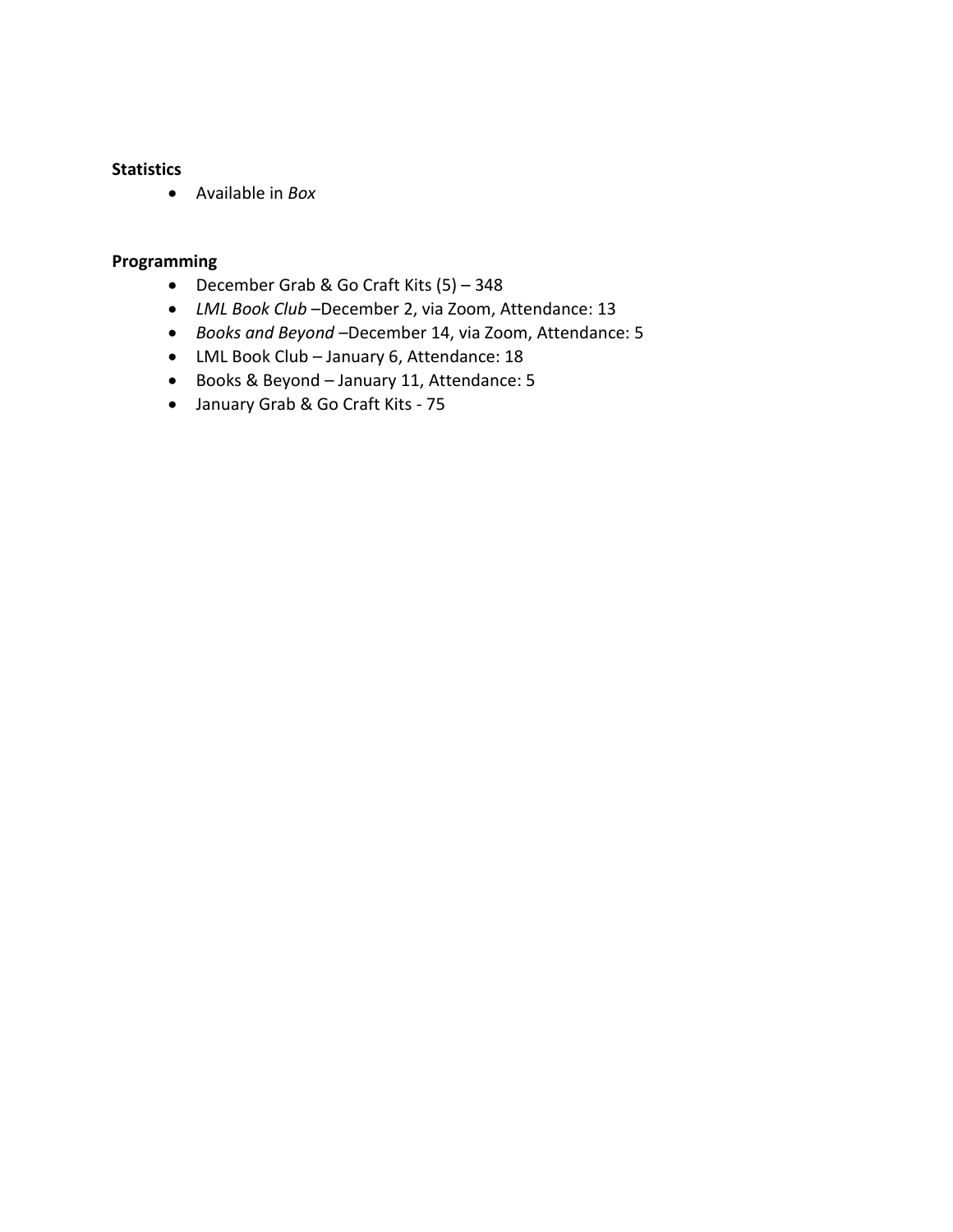**Statistics**

- Available in *Box*

**Programming**

- December Grab & Go Craft Kits (5) – 348
- *LML Book Club* –December 2, via Zoom, Attendance: 13
- *Books and Beyond* –December 14, via Zoom, Attendance: 5
- LML Book Club – January 6, Attendance: 18
- Books & Beyond – January 11, Attendance: 5
- January Grab & Go Craft Kits - 75